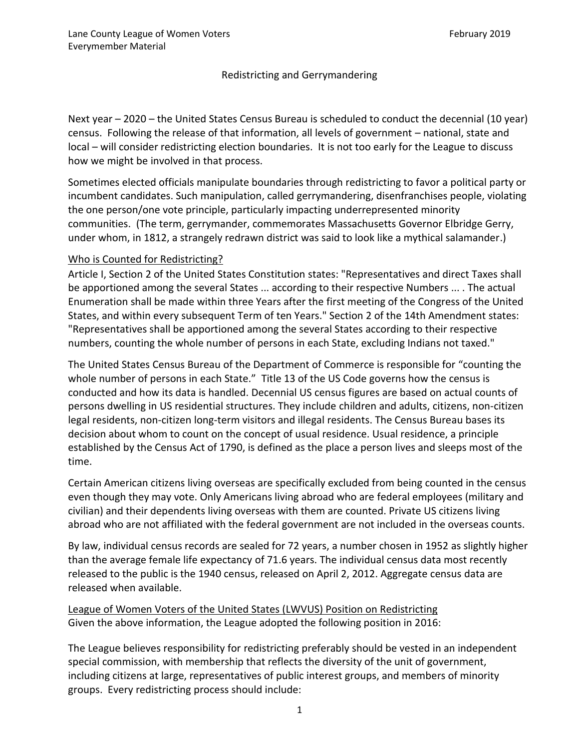Lane County League of Women Voters
Everymember Material

February 2019

# Redistricting and Gerrymandering

Next year – 2020 – the United States Census Bureau is scheduled to conduct the decennial (10 year) census. Following the release of that information, all levels of government – national, state and local – will consider redistricting election boundaries. It is not too early for the League to discuss how we might be involved in that process.

Sometimes elected officials manipulate boundaries through redistricting to favor a political party or incumbent candidates. Such manipulation, called gerrymandering, disenfranchises people, violating the one person/one vote principle, particularly impacting underrepresented minority communities. (The term, gerrymander, commemorates Massachusetts Governor Elbridge Gerry, under whom, in 1812, a strangely redrawn district was said to look like a mythical salamander.)

## Who is Counted for Redistricting?

Article I, Section 2 of the United States Constitution states: "Representatives and direct Taxes shall be apportioned among the several States ... according to their respective Numbers ... . The actual Enumeration shall be made within three Years after the first meeting of the Congress of the United States, and within every subsequent Term of ten Years." Section 2 of the 14th Amendment states: "Representatives shall be apportioned among the several States according to their respective numbers, counting the whole number of persons in each State, excluding Indians not taxed."

The United States Census Bureau of the Department of Commerce is responsible for "counting the whole number of persons in each State." Title 13 of the US Code governs how the census is conducted and how its data is handled. Decennial US census figures are based on actual counts of persons dwelling in US residential structures. They include children and adults, citizens, non-citizen legal residents, non-citizen long-term visitors and illegal residents. The Census Bureau bases its decision about whom to count on the concept of usual residence. Usual residence, a principle established by the Census Act of 1790, is defined as the place a person lives and sleeps most of the time.

Certain American citizens living overseas are specifically excluded from being counted in the census even though they may vote. Only Americans living abroad who are federal employees (military and civilian) and their dependents living overseas with them are counted. Private US citizens living abroad who are not affiliated with the federal government are not included in the overseas counts.

By law, individual census records are sealed for 72 years, a number chosen in 1952 as slightly higher than the average female life expectancy of 71.6 years. The individual census data most recently released to the public is the 1940 census, released on April 2, 2012. Aggregate census data are released when available.

## League of Women Voters of the United States (LWVUS) Position on Redistricting

Given the above information, the League adopted the following position in 2016:

The League believes responsibility for redistricting preferably should be vested in an independent special commission, with membership that reflects the diversity of the unit of government, including citizens at large, representatives of public interest groups, and members of minority groups. Every redistricting process should include: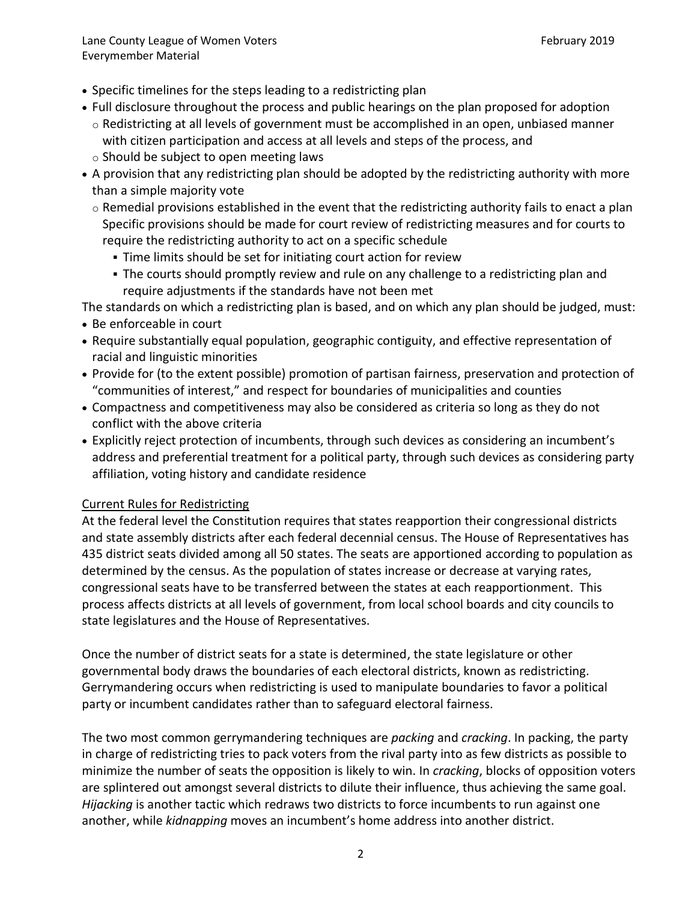- Specific timelines for the steps leading to a redistricting plan
- Full disclosure throughout the process and public hearings on the plan proposed for adoption
  - Redistricting at all levels of government must be accomplished in an open, unbiased manner with citizen participation and access at all levels and steps of the process, and
  - Should be subject to open meeting laws
- A provision that any redistricting plan should be adopted by the redistricting authority with more than a simple majority vote
  - Remedial provisions established in the event that the redistricting authority fails to enact a plan Specific provisions should be made for court review of redistricting measures and for courts to require the redistricting authority to act on a specific schedule
    - Time limits should be set for initiating court action for review
    - The courts should promptly review and rule on any challenge to a redistricting plan and require adjustments if the standards have not been met

The standards on which a redistricting plan is based, and on which any plan should be judged, must:

- Be enforceable in court
- Require substantially equal population, geographic contiguity, and effective representation of racial and linguistic minorities
- Provide for (to the extent possible) promotion of partisan fairness, preservation and protection of "communities of interest," and respect for boundaries of municipalities and counties
- Compactness and competitiveness may also be considered as criteria so long as they do not conflict with the above criteria
- Explicitly reject protection of incumbents, through such devices as considering an incumbent's address and preferential treatment for a political party, through such devices as considering party affiliation, voting history and candidate residence

<u>Current Rules for Redistricting</u>

At the federal level the Constitution requires that states reapportion their congressional districts and state assembly districts after each federal decennial census. The House of Representatives has 435 district seats divided among all 50 states. The seats are apportioned according to population as determined by the census. As the population of states increase or decrease at varying rates, congressional seats have to be transferred between the states at each reapportionment. This process affects districts at all levels of government, from local school boards and city councils to state legislatures and the House of Representatives.

Once the number of district seats for a state is determined, the state legislature or other governmental body draws the boundaries of each electoral districts, known as redistricting. Gerrymandering occurs when redistricting is used to manipulate boundaries to favor a political party or incumbent candidates rather than to safeguard electoral fairness.

The two most common gerrymandering techniques are *packing* and *cracking*. In packing, the party in charge of redistricting tries to pack voters from the rival party into as few districts as possible to minimize the number of seats the opposition is likely to win. In *cracking*, blocks of opposition voters are splintered out amongst several districts to dilute their influence, thus achieving the same goal. *Hijacking* is another tactic which redraws two districts to force incumbents to run against one another, while *kidnapping* moves an incumbent's home address into another district.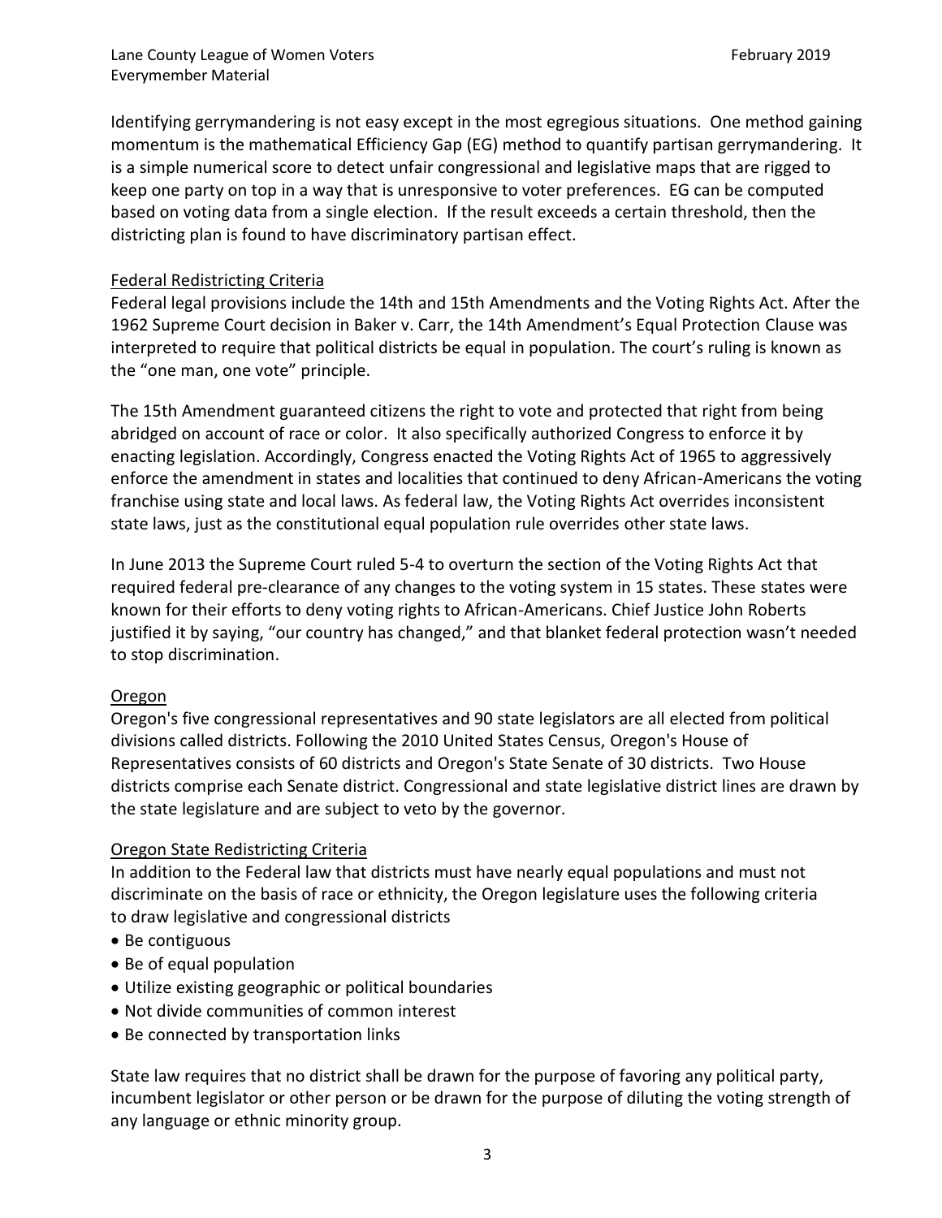Identifying gerrymandering is not easy except in the most egregious situations. One method gaining momentum is the mathematical Efficiency Gap (EG) method to quantify partisan gerrymandering. It is a simple numerical score to detect unfair congressional and legislative maps that are rigged to keep one party on top in a way that is unresponsive to voter preferences. EG can be computed based on voting data from a single election. If the result exceeds a certain threshold, then the districting plan is found to have discriminatory partisan effect.

## Federal Redistricting Criteria

Federal legal provisions include the 14th and 15th Amendments and the Voting Rights Act. After the 1962 Supreme Court decision in Baker v. Carr, the 14th Amendment's Equal Protection Clause was interpreted to require that political districts be equal in population. The court's ruling is known as the "one man, one vote" principle.

The 15th Amendment guaranteed citizens the right to vote and protected that right from being abridged on account of race or color. It also specifically authorized Congress to enforce it by enacting legislation. Accordingly, Congress enacted the Voting Rights Act of 1965 to aggressively enforce the amendment in states and localities that continued to deny African-Americans the voting franchise using state and local laws. As federal law, the Voting Rights Act overrides inconsistent state laws, just as the constitutional equal population rule overrides other state laws.

In June 2013 the Supreme Court ruled 5-4 to overturn the section of the Voting Rights Act that required federal pre-clearance of any changes to the voting system in 15 states. These states were known for their efforts to deny voting rights to African-Americans. Chief Justice John Roberts justified it by saying, "our country has changed," and that blanket federal protection wasn't needed to stop discrimination.

## Oregon

Oregon's five congressional representatives and 90 state legislators are all elected from political divisions called districts. Following the 2010 United States Census, Oregon's House of Representatives consists of 60 districts and Oregon's State Senate of 30 districts. Two House districts comprise each Senate district. Congressional and state legislative district lines are drawn by the state legislature and are subject to veto by the governor.

## Oregon State Redistricting Criteria

In addition to the Federal law that districts must have nearly equal populations and must not discriminate on the basis of race or ethnicity, the Oregon legislature uses the following criteria to draw legislative and congressional districts

- Be contiguous
- Be of equal population
- Utilize existing geographic or political boundaries
- Not divide communities of common interest
- Be connected by transportation links

State law requires that no district shall be drawn for the purpose of favoring any political party, incumbent legislator or other person or be drawn for the purpose of diluting the voting strength of any language or ethnic minority group.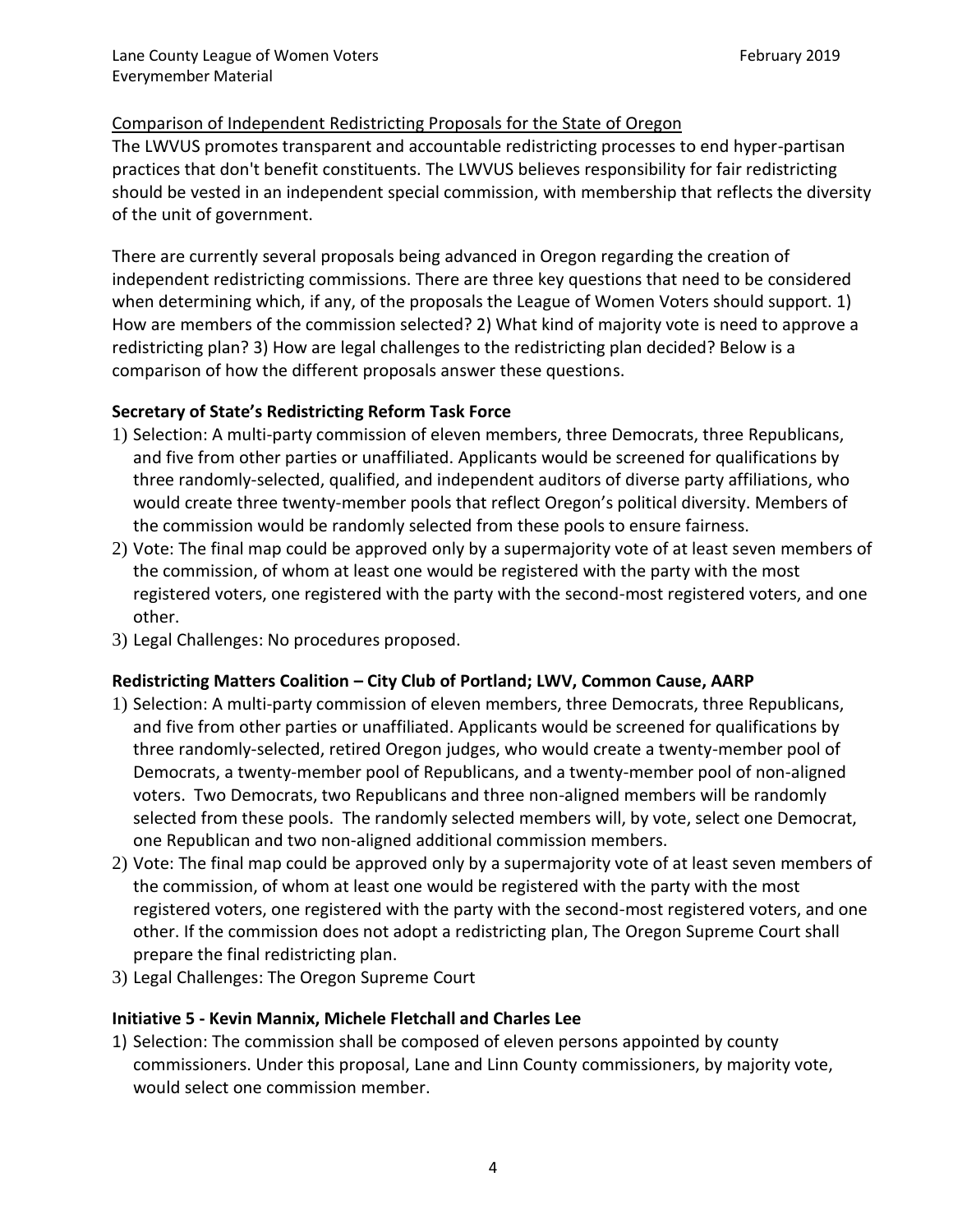<u>Comparison of Independent Redistricting Proposals for the State of Oregon</u>

The LWVUS promotes transparent and accountable redistricting processes to end hyper-partisan practices that don't benefit constituents. The LWVUS believes responsibility for fair redistricting should be vested in an independent special commission, with membership that reflects the diversity of the unit of government.

There are currently several proposals being advanced in Oregon regarding the creation of independent redistricting commissions. There are three key questions that need to be considered when determining which, if any, of the proposals the League of Women Voters should support. 1) How are members of the commission selected? 2) What kind of majority vote is need to approve a redistricting plan? 3) How are legal challenges to the redistricting plan decided? Below is a comparison of how the different proposals answer these questions.

**Secretary of State's Redistricting Reform Task Force**

1) Selection: A multi-party commission of eleven members, three Democrats, three Republicans, and five from other parties or unaffiliated. Applicants would be screened for qualifications by three randomly-selected, qualified, and independent auditors of diverse party affiliations, who would create three twenty-member pools that reflect Oregon's political diversity. Members of the commission would be randomly selected from these pools to ensure fairness.
2) Vote: The final map could be approved only by a supermajority vote of at least seven members of the commission, of whom at least one would be registered with the party with the most registered voters, one registered with the party with the second-most registered voters, and one other.
3) Legal Challenges: No procedures proposed.

**Redistricting Matters Coalition – City Club of Portland; LWV, Common Cause, AARP**

1) Selection: A multi-party commission of eleven members, three Democrats, three Republicans, and five from other parties or unaffiliated. Applicants would be screened for qualifications by three randomly-selected, retired Oregon judges, who would create a twenty-member pool of Democrats, a twenty-member pool of Republicans, and a twenty-member pool of non-aligned voters. Two Democrats, two Republicans and three non-aligned members will be randomly selected from these pools. The randomly selected members will, by vote, select one Democrat, one Republican and two non-aligned additional commission members.
2) Vote: The final map could be approved only by a supermajority vote of at least seven members of the commission, of whom at least one would be registered with the party with the most registered voters, one registered with the party with the second-most registered voters, and one other. If the commission does not adopt a redistricting plan, The Oregon Supreme Court shall prepare the final redistricting plan.
3) Legal Challenges: The Oregon Supreme Court

**Initiative 5 - Kevin Mannix, Michele Fletchall and Charles Lee**

1) Selection: The commission shall be composed of eleven persons appointed by county commissioners. Under this proposal, Lane and Linn County commissioners, by majority vote, would select one commission member.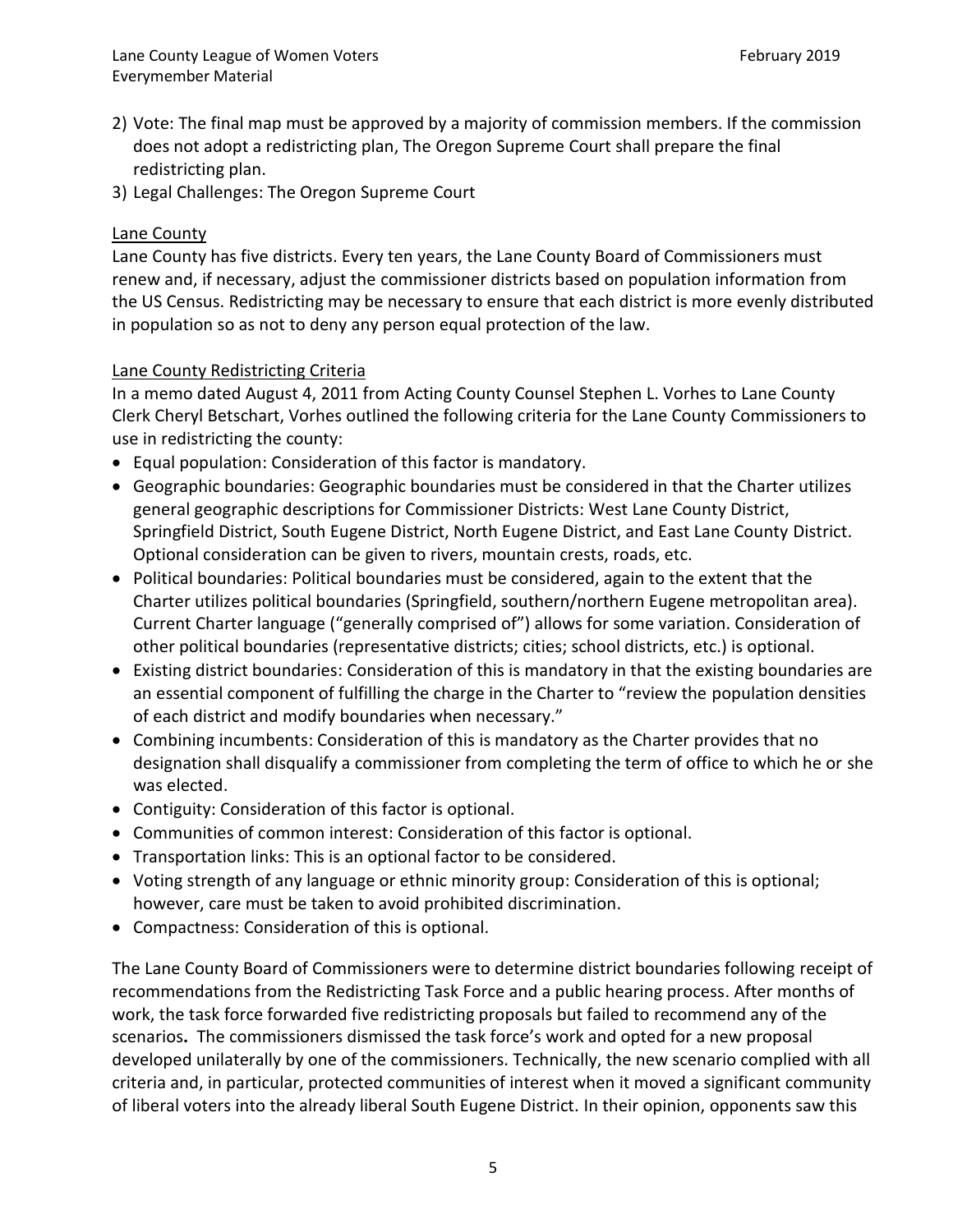2) Vote: The final map must be approved by a majority of commission members. If the commission does not adopt a redistricting plan, The Oregon Supreme Court shall prepare the final redistricting plan.
3) Legal Challenges: The Oregon Supreme Court

Lane County

Lane County has five districts. Every ten years, the Lane County Board of Commissioners must renew and, if necessary, adjust the commissioner districts based on population information from the US Census. Redistricting may be necessary to ensure that each district is more evenly distributed in population so as not to deny any person equal protection of the law.

Lane County Redistricting Criteria

In a memo dated August 4, 2011 from Acting County Counsel Stephen L. Vorhes to Lane County Clerk Cheryl Betschart, Vorhes outlined the following criteria for the Lane County Commissioners to use in redistricting the county:

- Equal population: Consideration of this factor is mandatory.
- Geographic boundaries: Geographic boundaries must be considered in that the Charter utilizes general geographic descriptions for Commissioner Districts: West Lane County District, Springfield District, South Eugene District, North Eugene District, and East Lane County District. Optional consideration can be given to rivers, mountain crests, roads, etc.
- Political boundaries: Political boundaries must be considered, again to the extent that the Charter utilizes political boundaries (Springfield, southern/northern Eugene metropolitan area). Current Charter language ("generally comprised of") allows for some variation. Consideration of other political boundaries (representative districts; cities; school districts, etc.) is optional.
- Existing district boundaries: Consideration of this is mandatory in that the existing boundaries are an essential component of fulfilling the charge in the Charter to "review the population densities of each district and modify boundaries when necessary."
- Combining incumbents: Consideration of this is mandatory as the Charter provides that no designation shall disqualify a commissioner from completing the term of office to which he or she was elected.
- Contiguity: Consideration of this factor is optional.
- Communities of common interest: Consideration of this factor is optional.
- Transportation links: This is an optional factor to be considered.
- Voting strength of any language or ethnic minority group: Consideration of this is optional; however, care must be taken to avoid prohibited discrimination.
- Compactness: Consideration of this is optional.

The Lane County Board of Commissioners were to determine district boundaries following receipt of recommendations from the Redistricting Task Force and a public hearing process. After months of work, the task force forwarded five redistricting proposals but failed to recommend any of the scenarios**.** The commissioners dismissed the task force's work and opted for a new proposal developed unilaterally by one of the commissioners. Technically, the new scenario complied with all criteria and, in particular, protected communities of interest when it moved a significant community of liberal voters into the already liberal South Eugene District. In their opinion, opponents saw this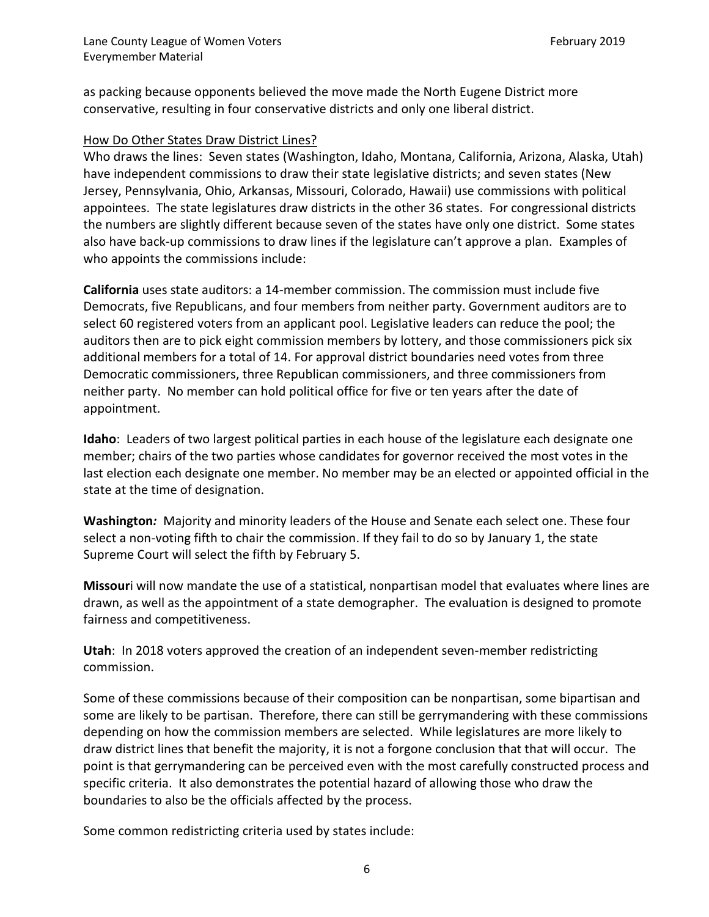as packing because opponents believed the move made the North Eugene District more conservative, resulting in four conservative districts and only one liberal district.

How Do Other States Draw District Lines?

Who draws the lines: Seven states (Washington, Idaho, Montana, California, Arizona, Alaska, Utah) have independent commissions to draw their state legislative districts; and seven states (New Jersey, Pennsylvania, Ohio, Arkansas, Missouri, Colorado, Hawaii) use commissions with political appointees. The state legislatures draw districts in the other 36 states. For congressional districts the numbers are slightly different because seven of the states have only one district. Some states also have back-up commissions to draw lines if the legislature can't approve a plan. Examples of who appoints the commissions include:

**California** uses state auditors: a 14-member commission. The commission must include five Democrats, five Republicans, and four members from neither party. Government auditors are to select 60 registered voters from an applicant pool. Legislative leaders can reduce the pool; the auditors then are to pick eight commission members by lottery, and those commissioners pick six additional members for a total of 14. For approval district boundaries need votes from three Democratic commissioners, three Republican commissioners, and three commissioners from neither party. No member can hold political office for five or ten years after the date of appointment.

**Idaho**: Leaders of two largest political parties in each house of the legislature each designate one member; chairs of the two parties whose candidates for governor received the most votes in the last election each designate one member. No member may be an elected or appointed official in the state at the time of designation.

**Washington***:* Majority and minority leaders of the House and Senate each select one. These four select a non-voting fifth to chair the commission. If they fail to do so by January 1, the state Supreme Court will select the fifth by February 5.

**Missour**i will now mandate the use of a statistical, nonpartisan model that evaluates where lines are drawn, as well as the appointment of a state demographer. The evaluation is designed to promote fairness and competitiveness.

**Utah**: In 2018 voters approved the creation of an independent seven-member redistricting commission.

Some of these commissions because of their composition can be nonpartisan, some bipartisan and some are likely to be partisan. Therefore, there can still be gerrymandering with these commissions depending on how the commission members are selected. While legislatures are more likely to draw district lines that benefit the majority, it is not a forgone conclusion that that will occur. The point is that gerrymandering can be perceived even with the most carefully constructed process and specific criteria. It also demonstrates the potential hazard of allowing those who draw the boundaries to also be the officials affected by the process.

Some common redistricting criteria used by states include: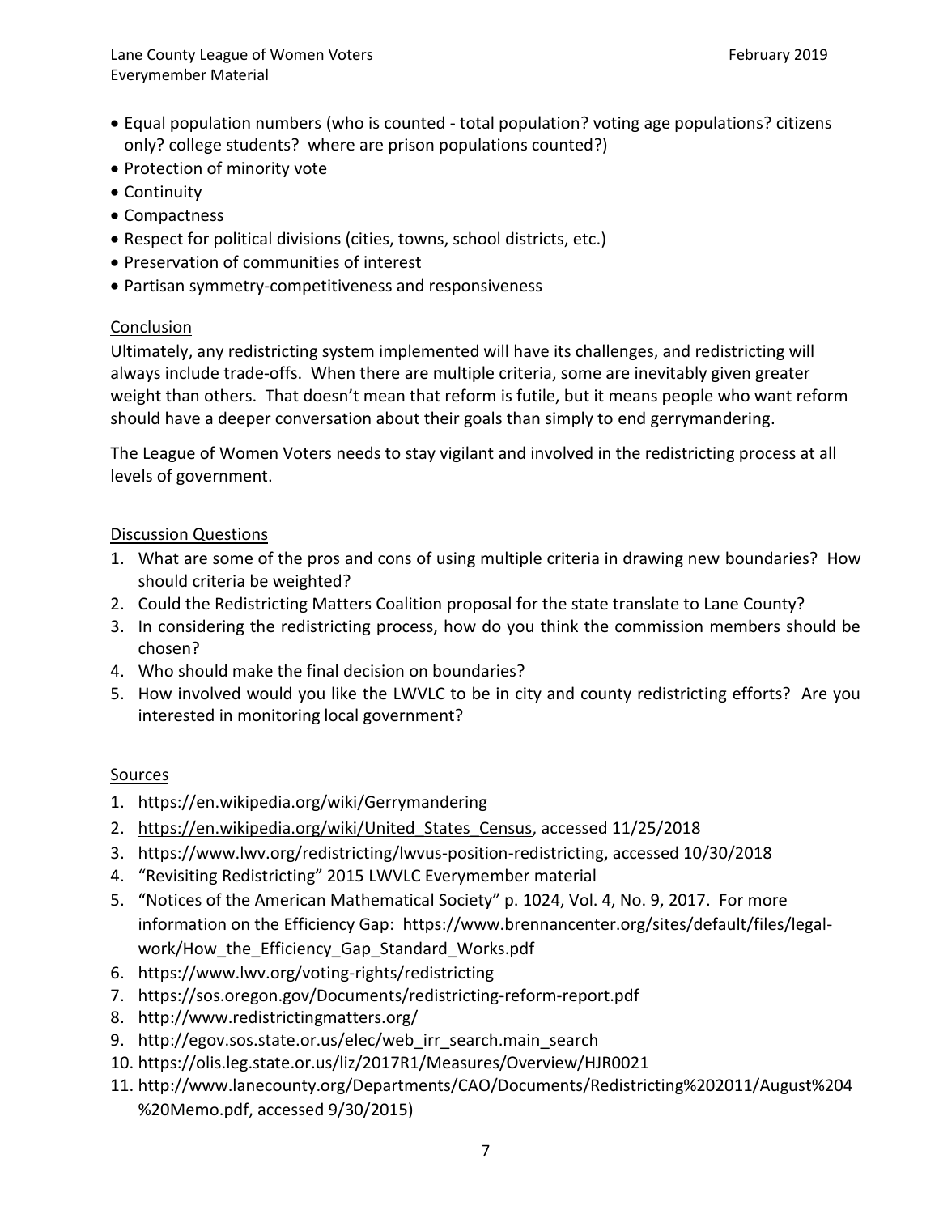- Equal population numbers (who is counted - total population? voting age populations? citizens only? college students? where are prison populations counted?)
- Protection of minority vote
- Continuity
- Compactness
- Respect for political divisions (cities, towns, school districts, etc.)
- Preservation of communities of interest
- Partisan symmetry-competitiveness and responsiveness

## Conclusion

Ultimately, any redistricting system implemented will have its challenges, and redistricting will always include trade-offs. When there are multiple criteria, some are inevitably given greater weight than others. That doesn't mean that reform is futile, but it means people who want reform should have a deeper conversation about their goals than simply to end gerrymandering.

The League of Women Voters needs to stay vigilant and involved in the redistricting process at all levels of government.

## Discussion Questions

1. What are some of the pros and cons of using multiple criteria in drawing new boundaries? How should criteria be weighted?
2. Could the Redistricting Matters Coalition proposal for the state translate to Lane County?
3. In considering the redistricting process, how do you think the commission members should be chosen?
4. Who should make the final decision on boundaries?
5. How involved would you like the LWVLC to be in city and county redistricting efforts? Are you interested in monitoring local government?

## Sources

1. https://en.wikipedia.org/wiki/Gerrymandering
2. https://en.wikipedia.org/wiki/United_States_Census, accessed 11/25/2018
3. https://www.lwv.org/redistricting/lwvus-position-redistricting, accessed 10/30/2018
4. "Revisiting Redistricting" 2015 LWVLC Everymember material
5. "Notices of the American Mathematical Society" p. 1024, Vol. 4, No. 9, 2017. For more information on the Efficiency Gap: https://www.brennancenter.org/sites/default/files/legal-work/How_the_Efficiency_Gap_Standard_Works.pdf
6. https://www.lwv.org/voting-rights/redistricting
7. https://sos.oregon.gov/Documents/redistricting-reform-report.pdf
8. http://www.redistrictingmatters.org/
9. http://egov.sos.state.or.us/elec/web_irr_search.main_search
10. https://olis.leg.state.or.us/liz/2017R1/Measures/Overview/HJR0021
11. http://www.lanecounty.org/Departments/CAO/Documents/Redistricting%202011/August%204%20Memo.pdf, accessed 9/30/2015)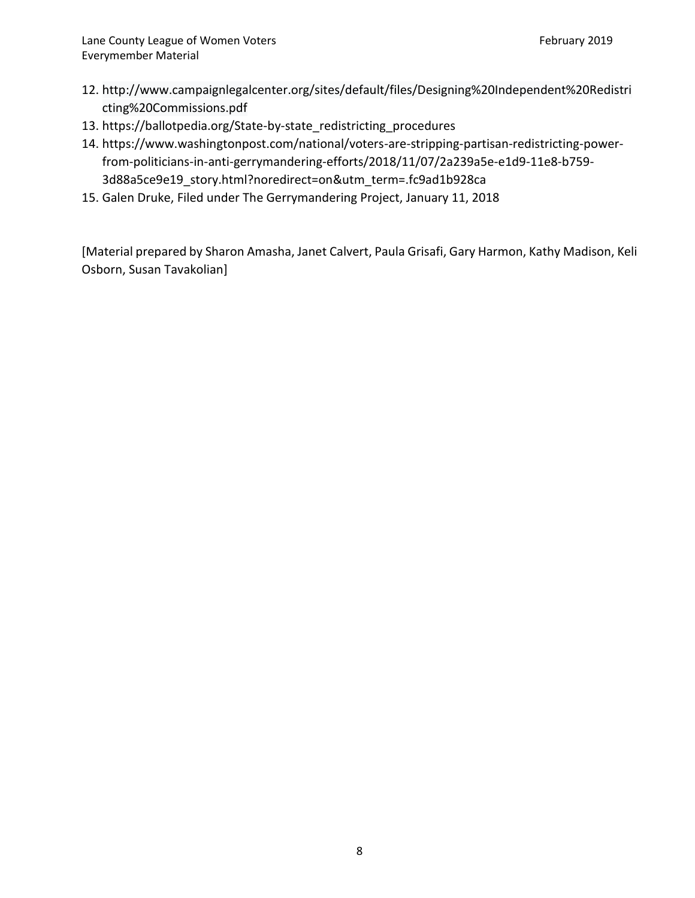12. http://www.campaignlegalcenter.org/sites/default/files/Designing%20Independent%20Redistricting%20Commissions.pdf
13. https://ballotpedia.org/State-by-state_redistricting_procedures
14. https://www.washingtonpost.com/national/voters-are-stripping-partisan-redistricting-power-from-politicians-in-anti-gerrymandering-efforts/2018/11/07/2a239a5e-e1d9-11e8-b759-3d88a5ce9e19_story.html?noredirect=on&utm_term=.fc9ad1b928ca
15. Galen Druke, Filed under The Gerrymandering Project, January 11, 2018

[Material prepared by Sharon Amasha, Janet Calvert, Paula Grisafi, Gary Harmon, Kathy Madison, Keli Osborn, Susan Tavakolian]